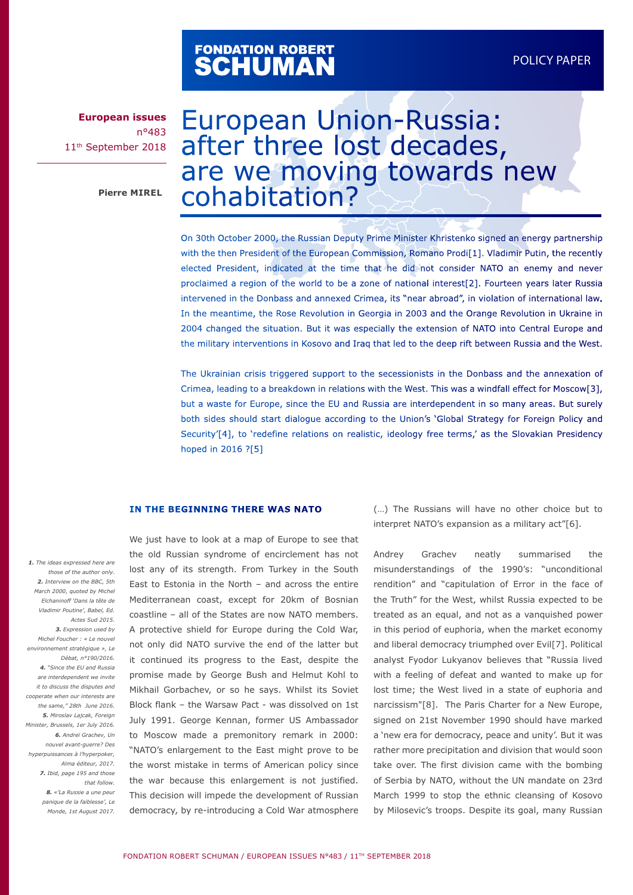FONDATION ROBERT SCHUMAN

POLICY PAPER

**European issues**
n°483
11th September 2018

**Pierre MIREL**

# European Union-Russia: after three lost decades, are we moving towards new cohabitation?

On 30th October 2000, the Russian Deputy Prime Minister Khristenko signed an energy partnership with the then President of the European Commission, Romano Prodi[1]. Vladimir Putin, the recently elected President, indicated at the time that he did not consider NATO an enemy and never proclaimed a region of the world to be a zone of national interest[2]. Fourteen years later Russia intervened in the Donbass and annexed Crimea, its "near abroad", in violation of international law. In the meantime, the Rose Revolution in Georgia in 2003 and the Orange Revolution in Ukraine in 2004 changed the situation. But it was especially the extension of NATO into Central Europe and the military interventions in Kosovo and Iraq that led to the deep rift between Russia and the West.

The Ukrainian crisis triggered support to the secessionists in the Donbass and the annexation of Crimea, leading to a breakdown in relations with the West. This was a windfall effect for Moscow[3], but a waste for Europe, since the EU and Russia are interdependent in so many areas. But surely both sides should start dialogue according to the Union's 'Global Strategy for Foreign Policy and Security'[4], to 'redefine relations on realistic, ideology free terms,' as the Slovakian Presidency hoped in 2016 ?[5]

## IN THE BEGINNING THERE WAS NATO

We just have to look at a map of Europe to see that the old Russian syndrome of encirclement has not lost any of its strength. From Turkey in the South East to Estonia in the North – and across the entire Mediterranean coast, except for 20km of Bosnian coastline – all of the States are now NATO members. A protective shield for Europe during the Cold War, not only did NATO survive the end of the latter but it continued its progress to the East, despite the promise made by George Bush and Helmut Kohl to Mikhail Gorbachev, or so he says. Whilst its Soviet Block flank – the Warsaw Pact - was dissolved on 1st July 1991. George Kennan, former US Ambassador to Moscow made a premonitory remark in 2000: "NATO's enlargement to the East might prove to be the worst mistake in terms of American policy since the war because this enlargement is not justified. This decision will impede the development of Russian democracy, by re-introducing a Cold War atmosphere (…) The Russians will have no other choice but to interpret NATO's expansion as a military act"[6].

Andrey Grachev neatly summarised the misunderstandings of the 1990's: "unconditional rendition" and "capitulation of Error in the face of the Truth" for the West, whilst Russia expected to be treated as an equal, and not as a vanquished power in this period of euphoria, when the market economy and liberal democracy triumphed over Evil[7]. Political analyst Fyodor Lukyanov believes that "Russia lived with a feeling of defeat and wanted to make up for lost time; the West lived in a state of euphoria and narcissism"[8]. The Paris Charter for a New Europe, signed on 21st November 1990 should have marked a 'new era for democracy, peace and unity'. But it was rather more precipitation and division that would soon take over. The first division came with the bombing of Serbia by NATO, without the UN mandate on 23rd March 1999 to stop the ethnic cleansing of Kosovo by Milosevic's troops. Despite its goal, many Russian

*1. The ideas expressed here are those of the author only.*
*2. Interview on the BBC, 5th March 2000, quoted by Michel Elchaninoff 'Dans la tête de Vladimir Poutine', Babel, Ed. Actes Sud 2015.*
*3. Expression used by Michel Foucher : « Le nouvel environnement stratégique », Le Débat, n°190/2016.*
*4. "Since the EU and Russia are interdependent we invite it to discuss the disputes and cooperate when our interests are the same," 28th June 2016.*
*5. Miroslav Lajcak, Foreign Minister, Brussels, 1er July 2016.*
*6. Andrei Grachev, Un nouvel avant-guerre? Des hyperpuissances à l'hyperpoker, Alma éditeur, 2017.*
*7. Ibid, page 195 and those that follow.*
*8. «'La Russie a une peur panique de la faiblesse', Le Monde, 1st August 2017.*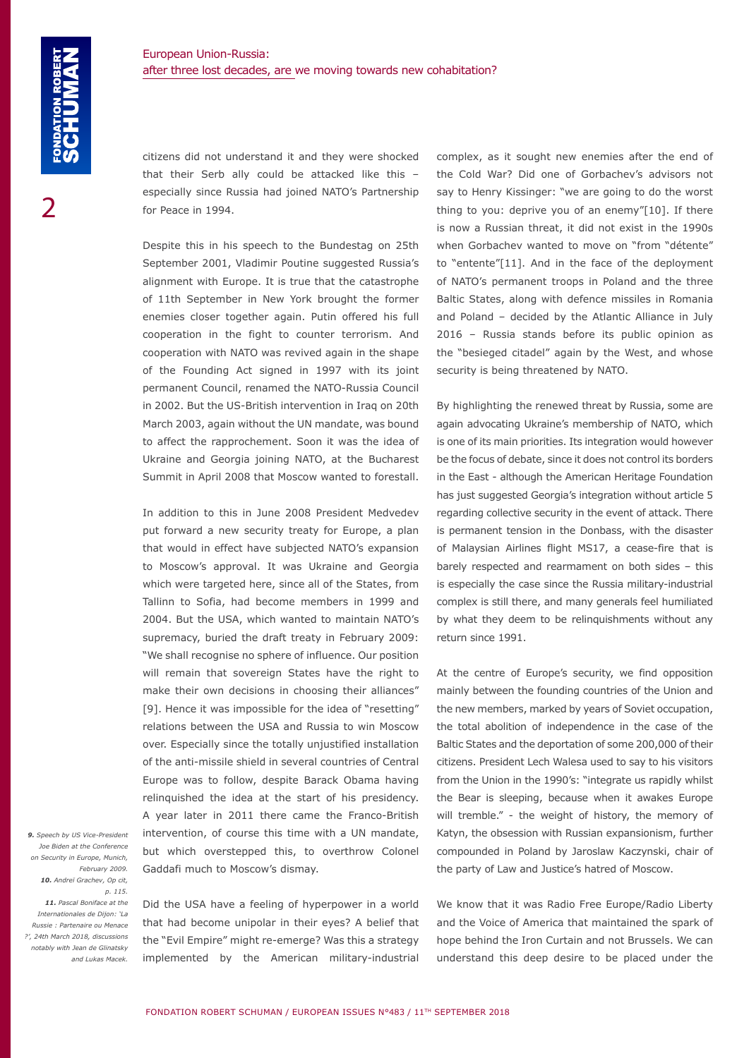citizens did not understand it and they were shocked that their Serb ally could be attacked like this – especially since Russia had joined NATO's Partnership for Peace in 1994.

Despite this in his speech to the Bundestag on 25th September 2001, Vladimir Poutine suggested Russia's alignment with Europe. It is true that the catastrophe of 11th September in New York brought the former enemies closer together again. Putin offered his full cooperation in the fight to counter terrorism. And cooperation with NATO was revived again in the shape of the Founding Act signed in 1997 with its joint permanent Council, renamed the NATO-Russia Council in 2002. But the US-British intervention in Iraq on 20th March 2003, again without the UN mandate, was bound to affect the rapprochement. Soon it was the idea of Ukraine and Georgia joining NATO, at the Bucharest Summit in April 2008 that Moscow wanted to forestall.

In addition to this in June 2008 President Medvedev put forward a new security treaty for Europe, a plan that would in effect have subjected NATO's expansion to Moscow's approval. It was Ukraine and Georgia which were targeted here, since all of the States, from Tallinn to Sofia, had become members in 1999 and 2004. But the USA, which wanted to maintain NATO's supremacy, buried the draft treaty in February 2009: "We shall recognise no sphere of influence. Our position will remain that sovereign States have the right to make their own decisions in choosing their alliances" [9]. Hence it was impossible for the idea of "resetting" relations between the USA and Russia to win Moscow over. Especially since the totally unjustified installation of the anti-missile shield in several countries of Central Europe was to follow, despite Barack Obama having relinquished the idea at the start of his presidency. A year later in 2011 there came the Franco-British intervention, of course this time with a UN mandate, but which overstepped this, to overthrow Colonel Gaddafi much to Moscow's dismay.

Did the USA have a feeling of hyperpower in a world that had become unipolar in their eyes? A belief that the "Evil Empire" might re-emerge? Was this a strategy implemented by the American military-industrial complex, as it sought new enemies after the end of the Cold War? Did one of Gorbachev's advisors not say to Henry Kissinger: "we are going to do the worst thing to you: deprive you of an enemy"[10]. If there is now a Russian threat, it did not exist in the 1990s when Gorbachev wanted to move on "from "détente" to "entente"[11]. And in the face of the deployment of NATO's permanent troops in Poland and the three Baltic States, along with defence missiles in Romania and Poland – decided by the Atlantic Alliance in July 2016 – Russia stands before its public opinion as the "besieged citadel" again by the West, and whose security is being threatened by NATO.

By highlighting the renewed threat by Russia, some are again advocating Ukraine's membership of NATO, which is one of its main priorities. Its integration would however be the focus of debate, since it does not control its borders in the East - although the American Heritage Foundation has just suggested Georgia's integration without article 5 regarding collective security in the event of attack. There is permanent tension in the Donbass, with the disaster of Malaysian Airlines flight MS17, a cease-fire that is barely respected and rearmament on both sides – this is especially the case since the Russia military-industrial complex is still there, and many generals feel humiliated by what they deem to be relinquishments without any return since 1991.

At the centre of Europe's security, we find opposition mainly between the founding countries of the Union and the new members, marked by years of Soviet occupation, the total abolition of independence in the case of the Baltic States and the deportation of some 200,000 of their citizens. President Lech Walesa used to say to his visitors from the Union in the 1990's: "integrate us rapidly whilst the Bear is sleeping, because when it awakes Europe will tremble." - the weight of history, the memory of Katyn, the obsession with Russian expansionism, further compounded in Poland by Jaroslaw Kaczynski, chair of the party of Law and Justice's hatred of Moscow.

We know that it was Radio Free Europe/Radio Liberty and the Voice of America that maintained the spark of hope behind the Iron Curtain and not Brussels. We can understand this deep desire to be placed under the

*9. Speech by US Vice-President Joe Biden at the Conference on Security in Europe, Munich, February 2009.*

*10. Andrei Grachev, Op cit, p. 115.*

*11. Pascal Boniface at the Internationales de Dijon: 'La Russie : Partenaire ou Menace ?', 24th March 2018, discussions notably with Jean de Glinatsky and Lukas Macek.*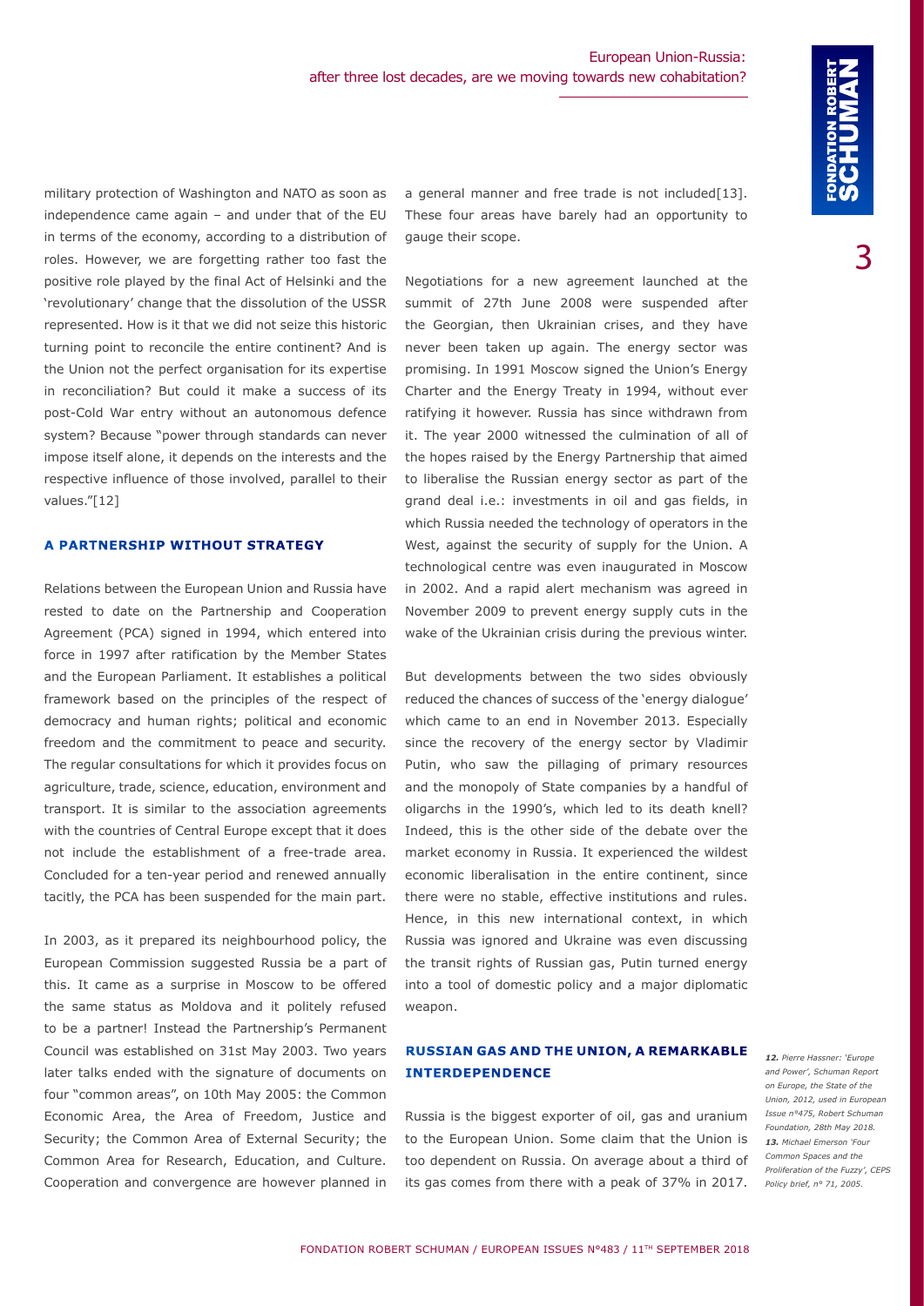military protection of Washington and NATO as soon as independence came again – and under that of the EU in terms of the economy, according to a distribution of roles. However, we are forgetting rather too fast the positive role played by the final Act of Helsinki and the 'revolutionary' change that the dissolution of the USSR represented. How is it that we did not seize this historic turning point to reconcile the entire continent? And is the Union not the perfect organisation for its expertise in reconciliation? But could it make a success of its post-Cold War entry without an autonomous defence system? Because "power through standards can never impose itself alone, it depends on the interests and the respective influence of those involved, parallel to their values."[12]

## A PARTNERSHIP WITHOUT STRATEGY

Relations between the European Union and Russia have rested to date on the Partnership and Cooperation Agreement (PCA) signed in 1994, which entered into force in 1997 after ratification by the Member States and the European Parliament. It establishes a political framework based on the principles of the respect of democracy and human rights; political and economic freedom and the commitment to peace and security. The regular consultations for which it provides focus on agriculture, trade, science, education, environment and transport. It is similar to the association agreements with the countries of Central Europe except that it does not include the establishment of a free-trade area. Concluded for a ten-year period and renewed annually tacitly, the PCA has been suspended for the main part.

In 2003, as it prepared its neighbourhood policy, the European Commission suggested Russia be a part of this. It came as a surprise in Moscow to be offered the same status as Moldova and it politely refused to be a partner! Instead the Partnership's Permanent Council was established on 31st May 2003. Two years later talks ended with the signature of documents on four "common areas", on 10th May 2005: the Common Economic Area, the Area of Freedom, Justice and Security; the Common Area of External Security; the Common Area for Research, Education, and Culture. Cooperation and convergence are however planned in a general manner and free trade is not included[13]. These four areas have barely had an opportunity to gauge their scope.

Negotiations for a new agreement launched at the summit of 27th June 2008 were suspended after the Georgian, then Ukrainian crises, and they have never been taken up again. The energy sector was promising. In 1991 Moscow signed the Union's Energy Charter and the Energy Treaty in 1994, without ever ratifying it however. Russia has since withdrawn from it. The year 2000 witnessed the culmination of all of the hopes raised by the Energy Partnership that aimed to liberalise the Russian energy sector as part of the grand deal i.e.: investments in oil and gas fields, in which Russia needed the technology of operators in the West, against the security of supply for the Union. A technological centre was even inaugurated in Moscow in 2002. And a rapid alert mechanism was agreed in November 2009 to prevent energy supply cuts in the wake of the Ukrainian crisis during the previous winter.

But developments between the two sides obviously reduced the chances of success of the 'energy dialogue' which came to an end in November 2013. Especially since the recovery of the energy sector by Vladimir Putin, who saw the pillaging of primary resources and the monopoly of State companies by a handful of oligarchs in the 1990's, which led to its death knell? Indeed, this is the other side of the debate over the market economy in Russia. It experienced the wildest economic liberalisation in the entire continent, since there were no stable, effective institutions and rules. Hence, in this new international context, in which Russia was ignored and Ukraine was even discussing the transit rights of Russian gas, Putin turned energy into a tool of domestic policy and a major diplomatic weapon.

## RUSSIAN GAS AND THE UNION, A REMARKABLE INTERDEPENDENCE

Russia is the biggest exporter of oil, gas and uranium to the European Union. Some claim that the Union is too dependent on Russia. On average about a third of its gas comes from there with a peak of 37% in 2017.

*12. Pierre Hassner: 'Europe and Power', Schuman Report on Europe, the State of the Union, 2012, used in European Issue n°475, Robert Schuman Foundation, 28th May 2018.*

*13. Michael Emerson 'Four Common Spaces and the Proliferation of the Fuzzy', CEPS Policy brief, n° 71, 2005.*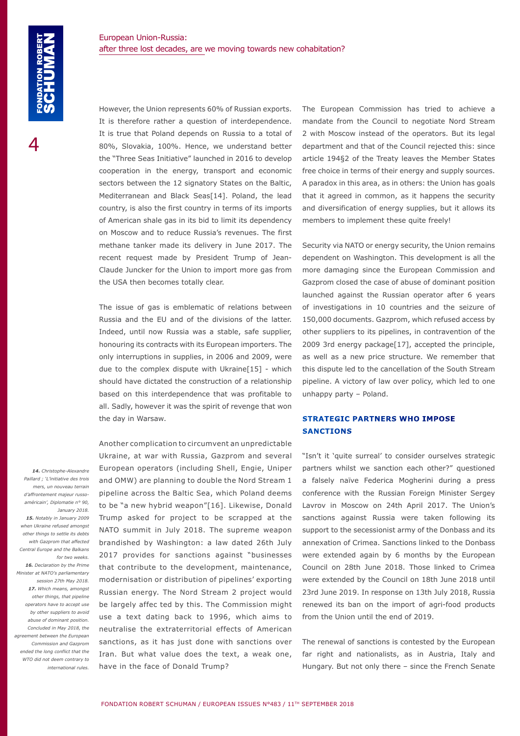However, the Union represents 60% of Russian exports. It is therefore rather a question of interdependence. It is true that Poland depends on Russia to a total of 80%, Slovakia, 100%. Hence, we understand better the "Three Seas Initiative" launched in 2016 to develop cooperation in the energy, transport and economic sectors between the 12 signatory States on the Baltic, Mediterranean and Black Seas[14]. Poland, the lead country, is also the first country in terms of its imports of American shale gas in its bid to limit its dependency on Moscow and to reduce Russia's revenues. The first methane tanker made its delivery in June 2017. The recent request made by President Trump of Jean-Claude Juncker for the Union to import more gas from the USA then becomes totally clear.

The issue of gas is emblematic of relations between Russia and the EU and of the divisions of the latter. Indeed, until now Russia was a stable, safe supplier, honouring its contracts with its European importers. The only interruptions in supplies, in 2006 and 2009, were due to the complex dispute with Ukraine[15] - which should have dictated the construction of a relationship based on this interdependence that was profitable to all. Sadly, however it was the spirit of revenge that won the day in Warsaw.

Another complication to circumvent an unpredictable Ukraine, at war with Russia, Gazprom and several European operators (including Shell, Engie, Uniper and OMW) are planning to double the Nord Stream 1 pipeline across the Baltic Sea, which Poland deems to be "a new hybrid weapon"[16]. Likewise, Donald Trump asked for project to be scrapped at the NATO summit in July 2018. The supreme weapon brandished by Washington: a law dated 26th July 2017 provides for sanctions against "businesses that contribute to the development, maintenance, modernisation or distribution of pipelines' exporting Russian energy. The Nord Stream 2 project would be largely affec ted by this. The Commission might use a text dating back to 1996, which aims to neutralise the extraterritorial effects of American sanctions, as it has just done with sanctions over Iran. But what value does the text, a weak one, have in the face of Donald Trump?

The European Commission has tried to achieve a mandate from the Council to negotiate Nord Stream 2 with Moscow instead of the operators. But its legal department and that of the Council rejected this: since article 194§2 of the Treaty leaves the Member States free choice in terms of their energy and supply sources. A paradox in this area, as in others: the Union has goals that it agreed in common, as it happens the security and diversification of energy supplies, but it allows its members to implement these quite freely!

Security via NATO or energy security, the Union remains dependent on Washington. This development is all the more damaging since the European Commission and Gazprom closed the case of abuse of dominant position launched against the Russian operator after 6 years of investigations in 10 countries and the seizure of 150,000 documents. Gazprom, which refused access by other suppliers to its pipelines, in contravention of the 2009 3rd energy package[17], accepted the principle, as well as a new price structure. We remember that this dispute led to the cancellation of the South Stream pipeline. A victory of law over policy, which led to one unhappy party – Poland.

## STRATEGIC PARTNERS WHO IMPOSE SANCTIONS

"Isn't it 'quite surreal' to consider ourselves strategic partners whilst we sanction each other?" questioned a falsely naïve Federica Mogherini during a press conference with the Russian Foreign Minister Sergey Lavrov in Moscow on 24th April 2017. The Union's sanctions against Russia were taken following its support to the secessionist army of the Donbass and its annexation of Crimea. Sanctions linked to the Donbass were extended again by 6 months by the European Council on 28th June 2018. Those linked to Crimea were extended by the Council on 18th June 2018 until 23rd June 2019. In response on 13th July 2018, Russia renewed its ban on the import of agri-food products from the Union until the end of 2019.

The renewal of sanctions is contested by the European far right and nationalists, as in Austria, Italy and Hungary. But not only there – since the French Senate

---

*14. Christophe-Alexandre Paillard ; 'L'initiative des trois mers, un nouveau terrain d'affrontement majeur russo-américain', Diplomatie n° 90, January 2018.*

*15. Notably in January 2009 when Ukraine refused amongst other things to settle its debts with Gazprom that affected Central Europe and the Balkans for two weeks.*

*16. Declaration by the Prime Minister at NATO's parliamentary session 27th May 2018.*

*17. Which means, amongst other things, that pipeline operators have to accept use by other suppliers to avoid abuse of dominant position. Concluded in May 2018, the agreement between the European Commission and Gazprom ended the long conflict that the WTO did not deem contrary to international rules.*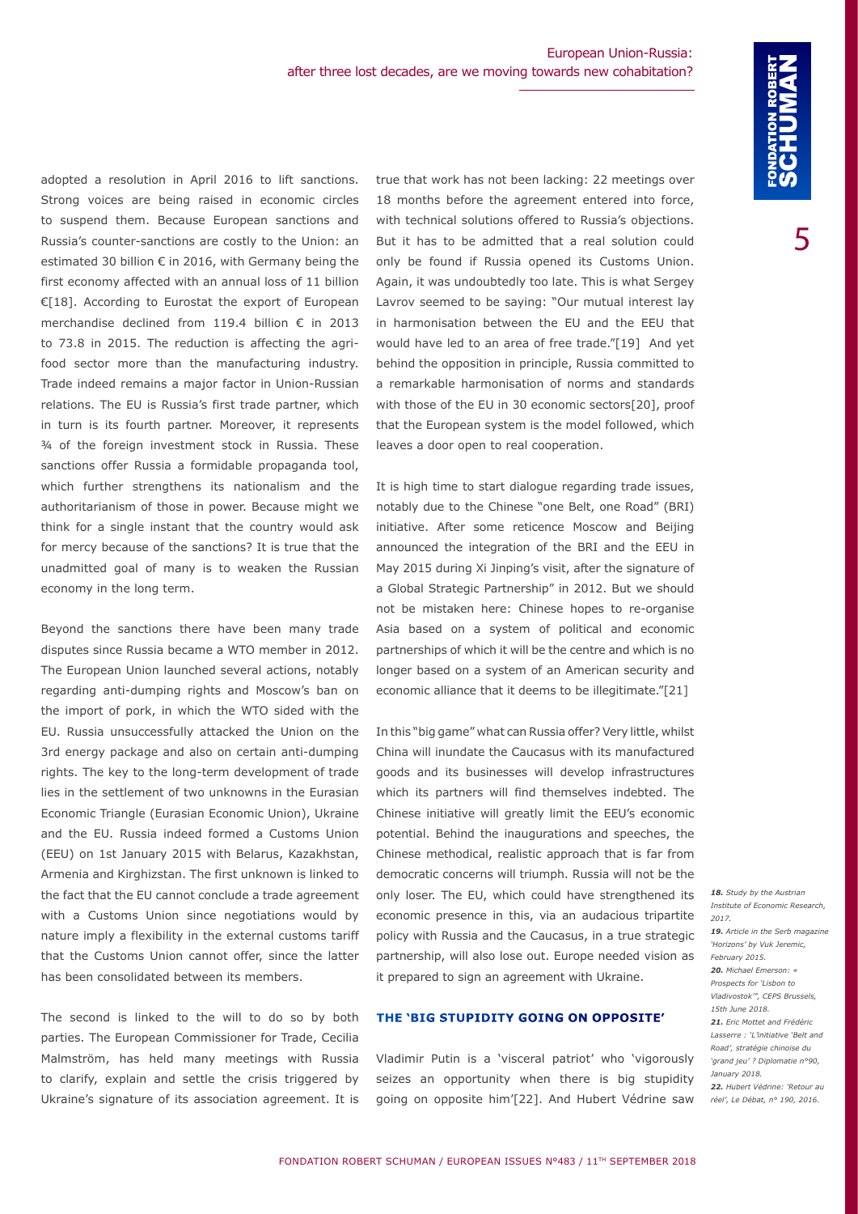adopted a resolution in April 2016 to lift sanctions. Strong voices are being raised in economic circles to suspend them. Because European sanctions and Russia's counter-sanctions are costly to the Union: an estimated 30 billion € in 2016, with Germany being the first economy affected with an annual loss of 11 billion €[18]. According to Eurostat the export of European merchandise declined from 119.4 billion € in 2013 to 73.8 in 2015. The reduction is affecting the agri-food sector more than the manufacturing industry. Trade indeed remains a major factor in Union-Russian relations. The EU is Russia's first trade partner, which in turn is its fourth partner. Moreover, it represents ¾ of the foreign investment stock in Russia. These sanctions offer Russia a formidable propaganda tool, which further strengthens its nationalism and the authoritarianism of those in power. Because might we think for a single instant that the country would ask for mercy because of the sanctions? It is true that the unadmitted goal of many is to weaken the Russian economy in the long term.

Beyond the sanctions there have been many trade disputes since Russia became a WTO member in 2012. The European Union launched several actions, notably regarding anti-dumping rights and Moscow's ban on the import of pork, in which the WTO sided with the EU. Russia unsuccessfully attacked the Union on the 3rd energy package and also on certain anti-dumping rights. The key to the long-term development of trade lies in the settlement of two unknowns in the Eurasian Economic Triangle (Eurasian Economic Union), Ukraine and the EU. Russia indeed formed a Customs Union (EEU) on 1st January 2015 with Belarus, Kazakhstan, Armenia and Kirghizstan. The first unknown is linked to the fact that the EU cannot conclude a trade agreement with a Customs Union since negotiations would by nature imply a flexibility in the external customs tariff that the Customs Union cannot offer, since the latter has been consolidated between its members.

The second is linked to the will to do so by both parties. The European Commissioner for Trade, Cecilia Malmström, has held many meetings with Russia to clarify, explain and settle the crisis triggered by Ukraine's signature of its association agreement. It is true that work has not been lacking: 22 meetings over 18 months before the agreement entered into force, with technical solutions offered to Russia's objections. But it has to be admitted that a real solution could only be found if Russia opened its Customs Union. Again, it was undoubtedly too late. This is what Sergey Lavrov seemed to be saying: "Our mutual interest lay in harmonisation between the EU and the EEU that would have led to an area of free trade."[19] And yet behind the opposition in principle, Russia committed to a remarkable harmonisation of norms and standards with those of the EU in 30 economic sectors[20], proof that the European system is the model followed, which leaves a door open to real cooperation.

It is high time to start dialogue regarding trade issues, notably due to the Chinese "one Belt, one Road" (BRI) initiative. After some reticence Moscow and Beijing announced the integration of the BRI and the EEU in May 2015 during Xi Jinping's visit, after the signature of a Global Strategic Partnership" in 2012. But we should not be mistaken here: Chinese hopes to re-organise Asia based on a system of political and economic partnerships of which it will be the centre and which is no longer based on a system of an American security and economic alliance that it deems to be illegitimate."[21]

In this "big game" what can Russia offer? Very little, whilst China will inundate the Caucasus with its manufactured goods and its businesses will develop infrastructures which its partners will find themselves indebted. The Chinese initiative will greatly limit the EEU's economic potential. Behind the inaugurations and speeches, the Chinese methodical, realistic approach that is far from democratic concerns will triumph. Russia will not be the only loser. The EU, which could have strengthened its economic presence in this, via an audacious tripartite policy with Russia and the Caucasus, in a true strategic partnership, will also lose out. Europe needed vision as it prepared to sign an agreement with Ukraine.

## THE 'BIG STUPIDITY GOING ON OPPOSITE'

Vladimir Putin is a 'visceral patriot' who 'vigorously seizes an opportunity when there is big stupidity going on opposite him'[22]. And Hubert Védrine saw

*18. Study by the Austrian Institute of Economic Research, 2017.*

*19. Article in the Serb magazine 'Horizons' by Vuk Jeremic, February 2015.*

*20. Michael Emerson: « Prospects for 'Lisbon to Vladivostok'", CEPS Brussels, 15th June 2018.*

*21. Eric Mottet and Frédéric Lasserre : 'L'initiative 'Belt and Road', stratégie chinoise du 'grand jeu' ? Diplomatie n°90, January 2018.*

*22. Hubert Védrine: 'Retour au réel', Le Débat, n° 190, 2016.*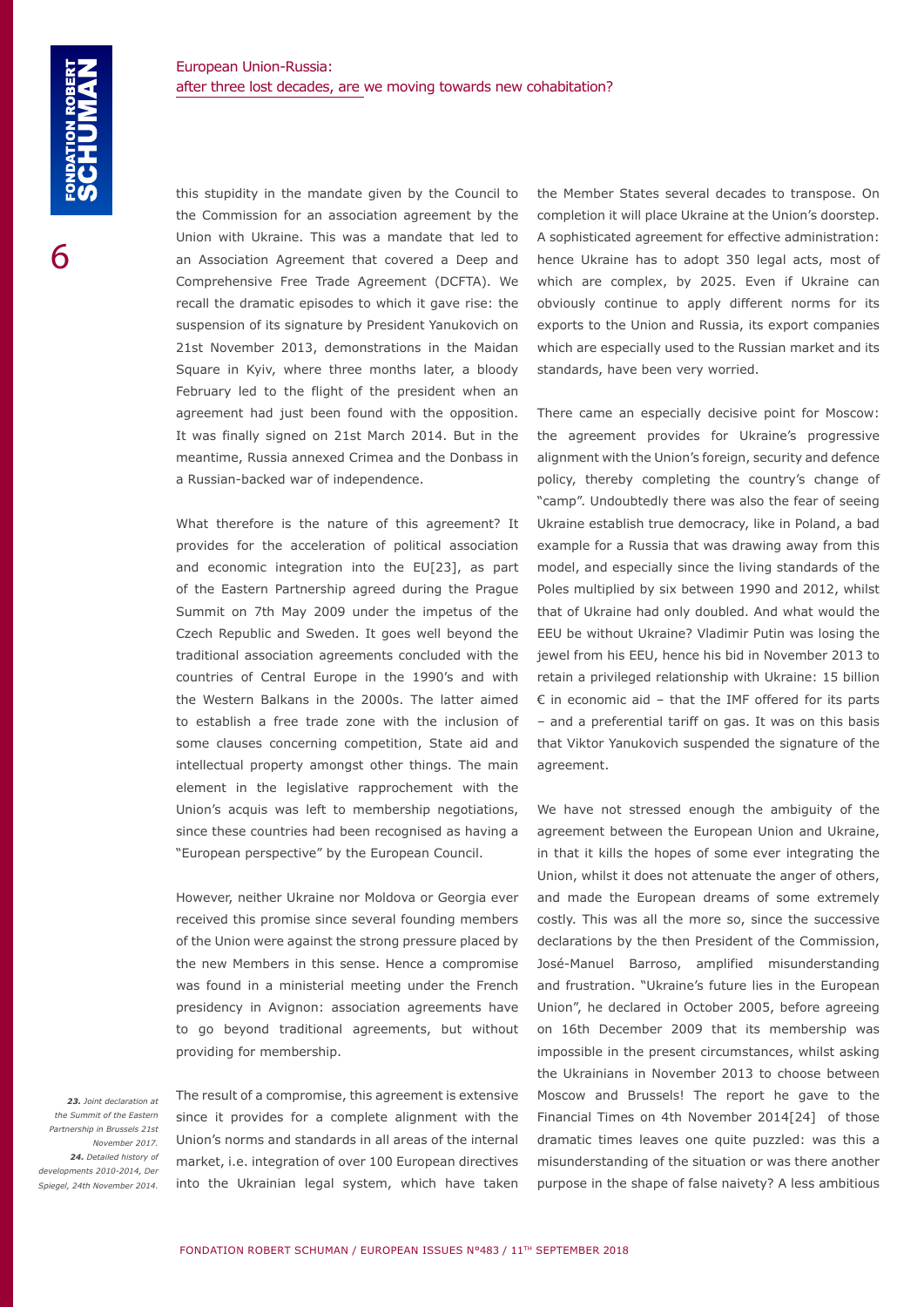this stupidity in the mandate given by the Council to the Commission for an association agreement by the Union with Ukraine. This was a mandate that led to an Association Agreement that covered a Deep and Comprehensive Free Trade Agreement (DCFTA). We recall the dramatic episodes to which it gave rise: the suspension of its signature by President Yanukovich on 21st November 2013, demonstrations in the Maidan Square in Kyiv, where three months later, a bloody February led to the flight of the president when an agreement had just been found with the opposition. It was finally signed on 21st March 2014. But in the meantime, Russia annexed Crimea and the Donbass in a Russian-backed war of independence.

What therefore is the nature of this agreement? It provides for the acceleration of political association and economic integration into the EU[23], as part of the Eastern Partnership agreed during the Prague Summit on 7th May 2009 under the impetus of the Czech Republic and Sweden. It goes well beyond the traditional association agreements concluded with the countries of Central Europe in the 1990's and with the Western Balkans in the 2000s. The latter aimed to establish a free trade zone with the inclusion of some clauses concerning competition, State aid and intellectual property amongst other things. The main element in the legislative rapprochement with the Union's acquis was left to membership negotiations, since these countries had been recognised as having a "European perspective" by the European Council.

However, neither Ukraine nor Moldova or Georgia ever received this promise since several founding members of the Union were against the strong pressure placed by the new Members in this sense. Hence a compromise was found in a ministerial meeting under the French presidency in Avignon: association agreements have to go beyond traditional agreements, but without providing for membership.

The result of a compromise, this agreement is extensive since it provides for a complete alignment with the Union's norms and standards in all areas of the internal market, i.e. integration of over 100 European directives into the Ukrainian legal system, which have taken the Member States several decades to transpose. On completion it will place Ukraine at the Union's doorstep. A sophisticated agreement for effective administration: hence Ukraine has to adopt 350 legal acts, most of which are complex, by 2025. Even if Ukraine can obviously continue to apply different norms for its exports to the Union and Russia, its export companies which are especially used to the Russian market and its standards, have been very worried.

There came an especially decisive point for Moscow: the agreement provides for Ukraine's progressive alignment with the Union's foreign, security and defence policy, thereby completing the country's change of "camp". Undoubtedly there was also the fear of seeing Ukraine establish true democracy, like in Poland, a bad example for a Russia that was drawing away from this model, and especially since the living standards of the Poles multiplied by six between 1990 and 2012, whilst that of Ukraine had only doubled. And what would the EEU be without Ukraine? Vladimir Putin was losing the jewel from his EEU, hence his bid in November 2013 to retain a privileged relationship with Ukraine: 15 billion € in economic aid – that the IMF offered for its parts – and a preferential tariff on gas. It was on this basis that Viktor Yanukovich suspended the signature of the agreement.

We have not stressed enough the ambiguity of the agreement between the European Union and Ukraine, in that it kills the hopes of some ever integrating the Union, whilst it does not attenuate the anger of others, and made the European dreams of some extremely costly. This was all the more so, since the successive declarations by the then President of the Commission, José-Manuel Barroso, amplified misunderstanding and frustration. "Ukraine's future lies in the European Union", he declared in October 2005, before agreeing on 16th December 2009 that its membership was impossible in the present circumstances, whilst asking the Ukrainians in November 2013 to choose between Moscow and Brussels! The report he gave to the Financial Times on 4th November 2014[24] of those dramatic times leaves one quite puzzled: was this a misunderstanding of the situation or was there another purpose in the shape of false naivety? A less ambitious

*23. Joint declaration at the Summit of the Eastern Partnership in Brussels 21st November 2017.*

*24. Detailed history of developments 2010-2014, Der Spiegel, 24th November 2014.*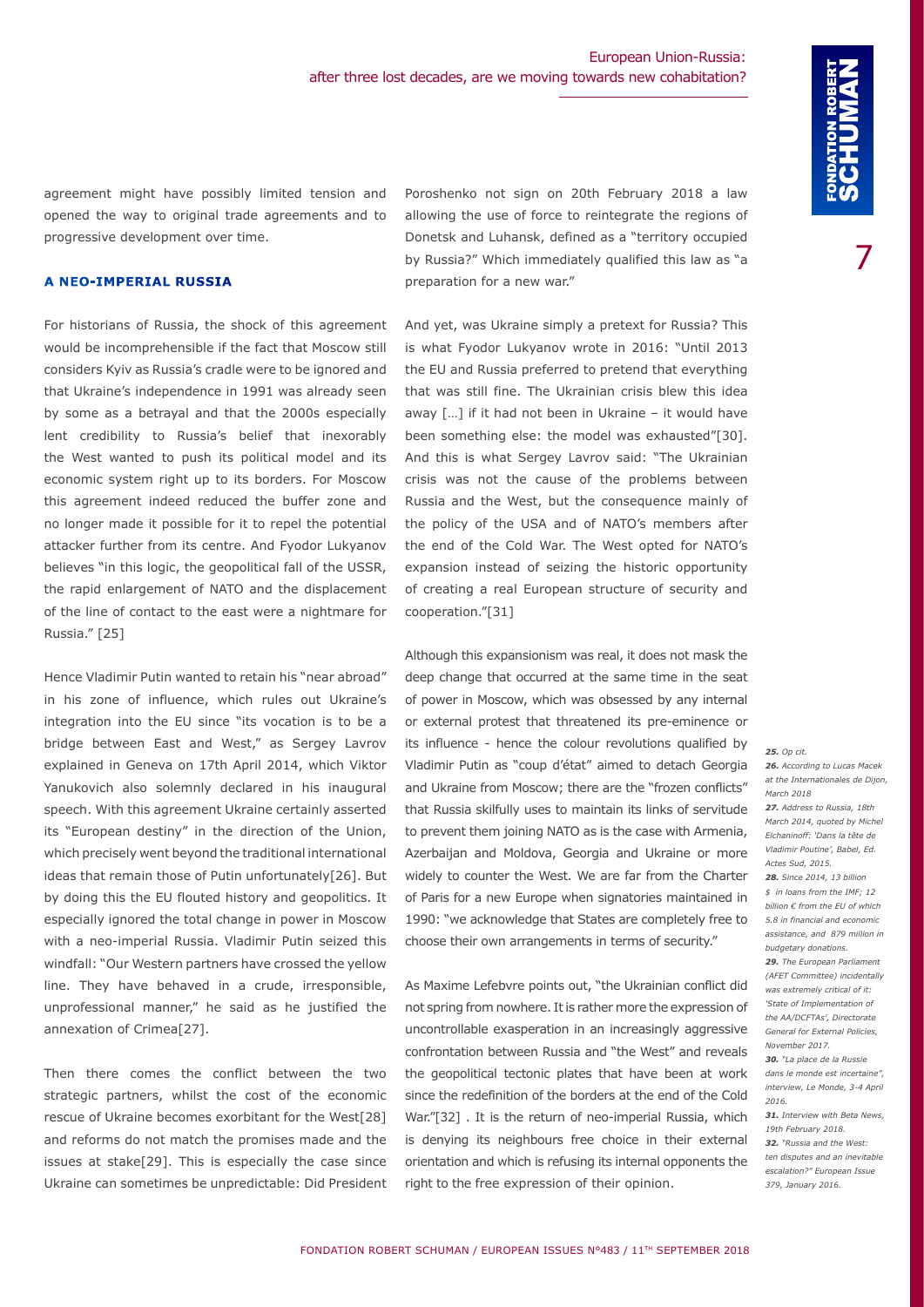agreement might have possibly limited tension and opened the way to original trade agreements and to progressive development over time.

### A NEO-IMPERIAL RUSSIA

For historians of Russia, the shock of this agreement would be incomprehensible if the fact that Moscow still considers Kyiv as Russia's cradle were to be ignored and that Ukraine's independence in 1991 was already seen by some as a betrayal and that the 2000s especially lent credibility to Russia's belief that inexorably the West wanted to push its political model and its economic system right up to its borders. For Moscow this agreement indeed reduced the buffer zone and no longer made it possible for it to repel the potential attacker further from its centre. And Fyodor Lukyanov believes "in this logic, the geopolitical fall of the USSR, the rapid enlargement of NATO and the displacement of the line of contact to the east were a nightmare for Russia." [25]

Hence Vladimir Putin wanted to retain his "near abroad" in his zone of influence, which rules out Ukraine's integration into the EU since "its vocation is to be a bridge between East and West," as Sergey Lavrov explained in Geneva on 17th April 2014, which Viktor Yanukovich also solemnly declared in his inaugural speech. With this agreement Ukraine certainly asserted its "European destiny" in the direction of the Union, which precisely went beyond the traditional international ideas that remain those of Putin unfortunately[26]. But by doing this the EU flouted history and geopolitics. It especially ignored the total change in power in Moscow with a neo-imperial Russia. Vladimir Putin seized this windfall: "Our Western partners have crossed the yellow line. They have behaved in a crude, irresponsible, unprofessional manner," he said as he justified the annexation of Crimea[27].

Then there comes the conflict between the two strategic partners, whilst the cost of the economic rescue of Ukraine becomes exorbitant for the West[28] and reforms do not match the promises made and the issues at stake[29]. This is especially the case since Ukraine can sometimes be unpredictable: Did President Poroshenko not sign on 20th February 2018 a law allowing the use of force to reintegrate the regions of Donetsk and Luhansk, defined as a "territory occupied by Russia?" Which immediately qualified this law as "a preparation for a new war."

And yet, was Ukraine simply a pretext for Russia? This is what Fyodor Lukyanov wrote in 2016: "Until 2013 the EU and Russia preferred to pretend that everything that was still fine. The Ukrainian crisis blew this idea away […] if it had not been in Ukraine – it would have been something else: the model was exhausted"[30]. And this is what Sergey Lavrov said: "The Ukrainian crisis was not the cause of the problems between Russia and the West, but the consequence mainly of the policy of the USA and of NATO's members after the end of the Cold War. The West opted for NATO's expansion instead of seizing the historic opportunity of creating a real European structure of security and cooperation."[31]

Although this expansionism was real, it does not mask the deep change that occurred at the same time in the seat of power in Moscow, which was obsessed by any internal or external protest that threatened its pre-eminence or its influence - hence the colour revolutions qualified by Vladimir Putin as "coup d'état" aimed to detach Georgia and Ukraine from Moscow; there are the "frozen conflicts" that Russia skilfully uses to maintain its links of servitude to prevent them joining NATO as is the case with Armenia, Azerbaijan and Moldova, Georgia and Ukraine or more widely to counter the West. We are far from the Charter of Paris for a new Europe when signatories maintained in 1990: "we acknowledge that States are completely free to choose their own arrangements in terms of security."

As Maxime Lefebvre points out, "the Ukrainian conflict did not spring from nowhere. It is rather more the expression of uncontrollable exasperation in an increasingly aggressive confrontation between Russia and "the West" and reveals the geopolitical tectonic plates that have been at work since the redefinition of the borders at the end of the Cold War."[32] . It is the return of neo-imperial Russia, which is denying its neighbours free choice in their external orientation and which is refusing its internal opponents the right to the free expression of their opinion.

*25. Op cit.*

*26. According to Lucas Macek at the Internationales de Dijon, March 2018*

*27. Address to Russia, 18th March 2014, quoted by Michel Elchaninoff: 'Dans la tête de Vladimir Poutine', Babel, Ed. Actes Sud, 2015.*

*28. Since 2014, 13 billion $ in loans from the IMF; 12 billion € from the EU of which 5.8 in financial and economic assistance, and 879 million in budgetary donations.*

*29. The European Parliament (AFET Committee) incidentally was extremely critical of it: 'State of Implementation of the AA/DCFTAs', Directorate General for External Policies, November 2017.*

*30. "La place de la Russie dans le monde est incertaine", interview, Le Monde, 3-4 April 2016.*

*31. Interview with Beta News, 19th February 2018.*

*32. "Russia and the West: ten disputes and an inevitable escalation?" European Issue 379, January 2016.*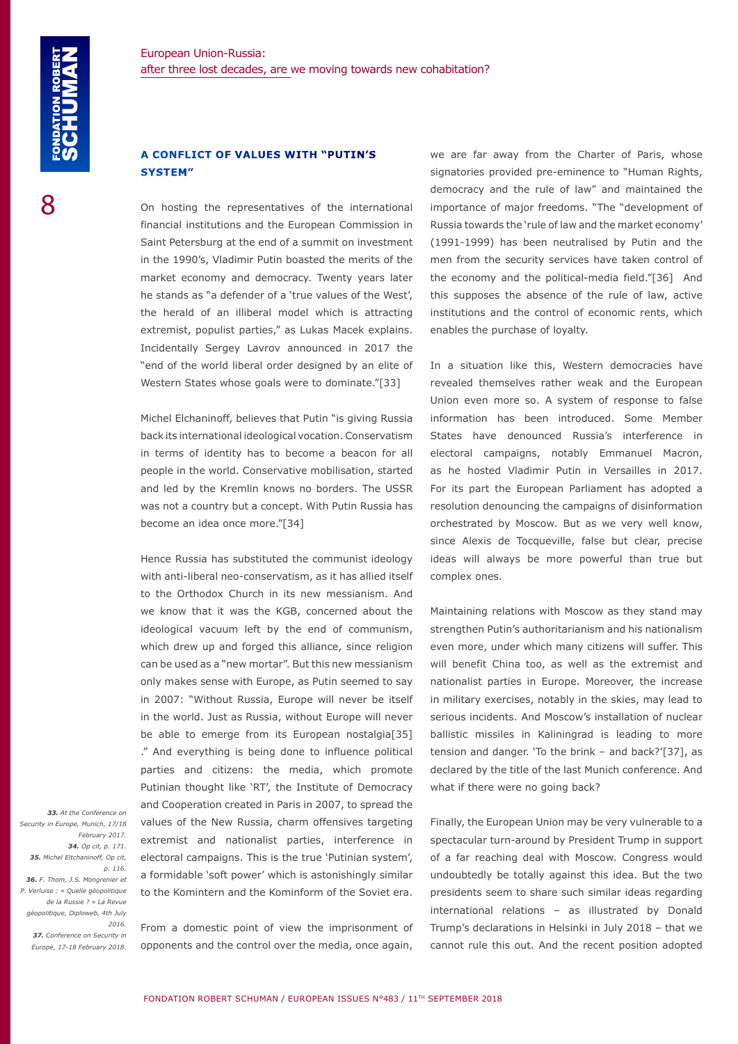### A CONFLICT OF VALUES WITH "PUTIN'S SYSTEM"

On hosting the representatives of the international financial institutions and the European Commission in Saint Petersburg at the end of a summit on investment in the 1990's, Vladimir Putin boasted the merits of the market economy and democracy. Twenty years later he stands as "a defender of a 'true values of the West', the herald of an illiberal model which is attracting extremist, populist parties," as Lukas Macek explains. Incidentally Sergey Lavrov announced in 2017 the "end of the world liberal order designed by an elite of Western States whose goals were to dominate."[33]

Michel Elchaninoff, believes that Putin "is giving Russia back its international ideological vocation. Conservatism in terms of identity has to become a beacon for all people in the world. Conservative mobilisation, started and led by the Kremlin knows no borders. The USSR was not a country but a concept. With Putin Russia has become an idea once more."[34]

Hence Russia has substituted the communist ideology with anti-liberal neo-conservatism, as it has allied itself to the Orthodox Church in its new messianism. And we know that it was the KGB, concerned about the ideological vacuum left by the end of communism, which drew up and forged this alliance, since religion can be used as a "new mortar". But this new messianism only makes sense with Europe, as Putin seemed to say in 2007: "Without Russia, Europe will never be itself in the world. Just as Russia, without Europe will never be able to emerge from its European nostalgia[35] ." And everything is being done to influence political parties and citizens: the media, which promote Putinian thought like 'RT', the Institute of Democracy and Cooperation created in Paris in 2007, to spread the values of the New Russia, charm offensives targeting extremist and nationalist parties, interference in electoral campaigns. This is the true 'Putinian system', a formidable 'soft power' which is astonishingly similar to the Komintern and the Kominform of the Soviet era.

From a domestic point of view the imprisonment of opponents and the control over the media, once again, we are far away from the Charter of Paris, whose signatories provided pre-eminence to "Human Rights, democracy and the rule of law" and maintained the importance of major freedoms. "The "development of Russia towards the 'rule of law and the market economy' (1991-1999) has been neutralised by Putin and the men from the security services have taken control of the economy and the political-media field."[36] And this supposes the absence of the rule of law, active institutions and the control of economic rents, which enables the purchase of loyalty.

In a situation like this, Western democracies have revealed themselves rather weak and the European Union even more so. A system of response to false information has been introduced. Some Member States have denounced Russia's interference in electoral campaigns, notably Emmanuel Macron, as he hosted Vladimir Putin in Versailles in 2017. For its part the European Parliament has adopted a resolution denouncing the campaigns of disinformation orchestrated by Moscow. But as we very well know, since Alexis de Tocqueville, false but clear, precise ideas will always be more powerful than true but complex ones.

Maintaining relations with Moscow as they stand may strengthen Putin's authoritarianism and his nationalism even more, under which many citizens will suffer. This will benefit China too, as well as the extremist and nationalist parties in Europe. Moreover, the increase in military exercises, notably in the skies, may lead to serious incidents. And Moscow's installation of nuclear ballistic missiles in Kaliningrad is leading to more tension and danger. 'To the brink – and back?'[37], as declared by the title of the last Munich conference. And what if there were no going back?

Finally, the European Union may be very vulnerable to a spectacular turn-around by President Trump in support of a far reaching deal with Moscow. Congress would undoubtedly be totally against this idea. But the two presidents seem to share such similar ideas regarding international relations – as illustrated by Donald Trump's declarations in Helsinki in July 2018 – that we cannot rule this out. And the recent position adopted

*33. At the Conference on Security in Europe, Munich, 17/18 February 2017.*

*34. Op cit, p. 171.*

*35. Michel Eltchaninoff, Op cit, p. 116.*

*36. F. Thom, J.S. Mongrenier et P. Verluise : « Quelle géopolitique de la Russie ? » La Revue géopolitique, Diploweb, 4th July 2016.*

*37. Conference on Security in Europe, 17-18 February 2018.*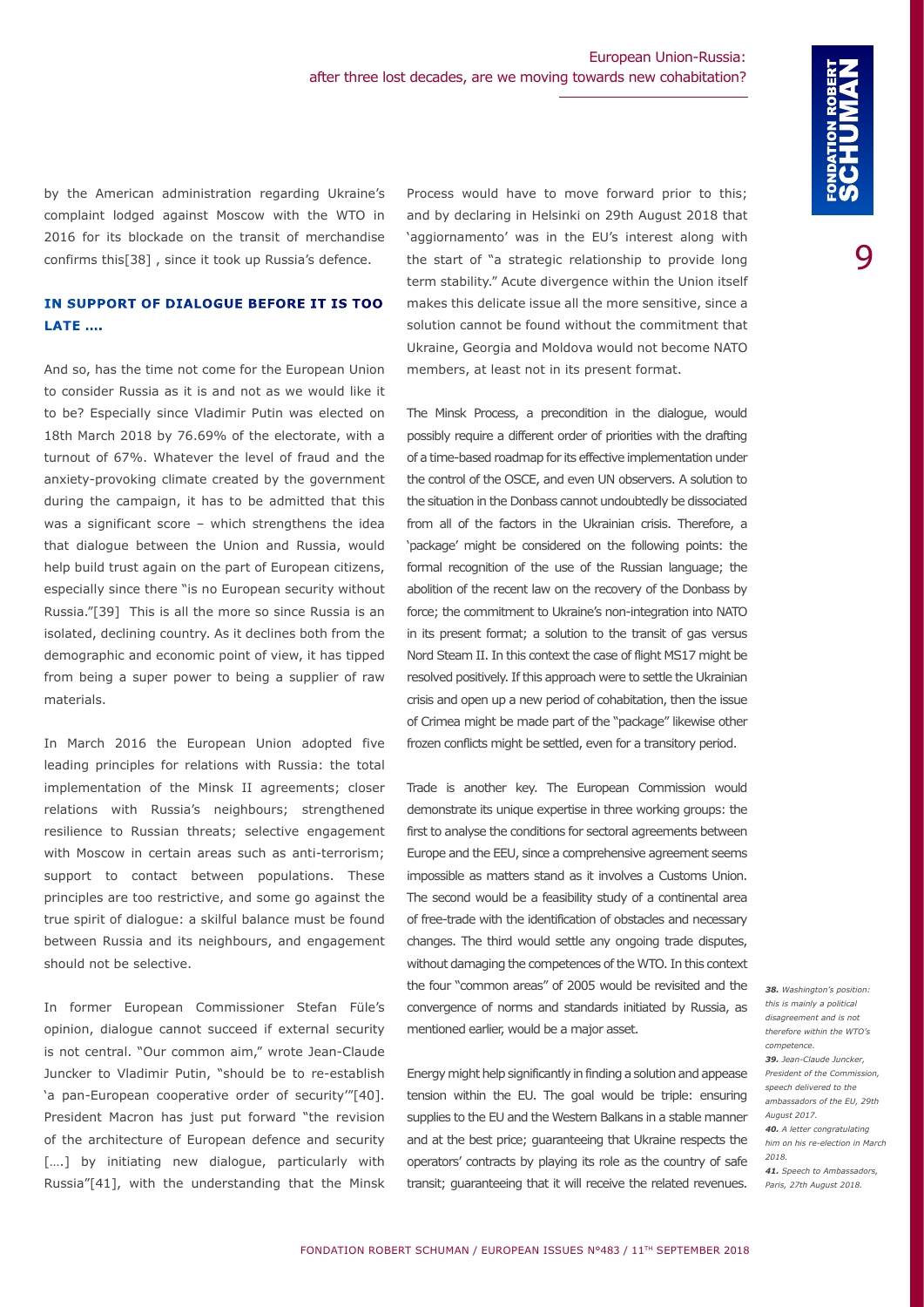by the American administration regarding Ukraine's complaint lodged against Moscow with the WTO in 2016 for its blockade on the transit of merchandise confirms this[38] , since it took up Russia's defence.

## IN SUPPORT OF DIALOGUE BEFORE IT IS TOO LATE ….

And so, has the time not come for the European Union to consider Russia as it is and not as we would like it to be? Especially since Vladimir Putin was elected on 18th March 2018 by 76.69% of the electorate, with a turnout of 67%. Whatever the level of fraud and the anxiety-provoking climate created by the government during the campaign, it has to be admitted that this was a significant score – which strengthens the idea that dialogue between the Union and Russia, would help build trust again on the part of European citizens, especially since there "is no European security without Russia."[39] This is all the more so since Russia is an isolated, declining country. As it declines both from the demographic and economic point of view, it has tipped from being a super power to being a supplier of raw materials.

In March 2016 the European Union adopted five leading principles for relations with Russia: the total implementation of the Minsk II agreements; closer relations with Russia's neighbours; strengthened resilience to Russian threats; selective engagement with Moscow in certain areas such as anti-terrorism; support to contact between populations. These principles are too restrictive, and some go against the true spirit of dialogue: a skilful balance must be found between Russia and its neighbours, and engagement should not be selective.

In former European Commissioner Stefan Füle's opinion, dialogue cannot succeed if external security is not central. "Our common aim," wrote Jean-Claude Juncker to Vladimir Putin, "should be to re-establish 'a pan-European cooperative order of security'"[40]. President Macron has just put forward "the revision of the architecture of European defence and security [….] by initiating new dialogue, particularly with Russia"[41], with the understanding that the Minsk Process would have to move forward prior to this; and by declaring in Helsinki on 29th August 2018 that 'aggiornamento' was in the EU's interest along with the start of "a strategic relationship to provide long term stability." Acute divergence within the Union itself makes this delicate issue all the more sensitive, since a solution cannot be found without the commitment that Ukraine, Georgia and Moldova would not become NATO members, at least not in its present format.

The Minsk Process, a precondition in the dialogue, would possibly require a different order of priorities with the drafting of a time-based roadmap for its effective implementation under the control of the OSCE, and even UN observers. A solution to the situation in the Donbass cannot undoubtedly be dissociated from all of the factors in the Ukrainian crisis. Therefore, a 'package' might be considered on the following points: the formal recognition of the use of the Russian language; the abolition of the recent law on the recovery of the Donbass by force; the commitment to Ukraine's non-integration into NATO in its present format; a solution to the transit of gas versus Nord Steam II. In this context the case of flight MS17 might be resolved positively. If this approach were to settle the Ukrainian crisis and open up a new period of cohabitation, then the issue of Crimea might be made part of the "package" likewise other frozen conflicts might be settled, even for a transitory period.

Trade is another key. The European Commission would demonstrate its unique expertise in three working groups: the first to analyse the conditions for sectoral agreements between Europe and the EEU, since a comprehensive agreement seems impossible as matters stand as it involves a Customs Union. The second would be a feasibility study of a continental area of free-trade with the identification of obstacles and necessary changes. The third would settle any ongoing trade disputes, without damaging the competences of the WTO. In this context the four "common areas" of 2005 would be revisited and the convergence of norms and standards initiated by Russia, as mentioned earlier, would be a major asset.

Energy might help significantly in finding a solution and appease tension within the EU. The goal would be triple: ensuring supplies to the EU and the Western Balkans in a stable manner and at the best price; guaranteeing that Ukraine respects the operators' contracts by playing its role as the country of safe transit; guaranteeing that it will receive the related revenues.

*38. Washington's position: this is mainly a political disagreement and is not therefore within the WTO's competence.*

*39. Jean-Claude Juncker, President of the Commission, speech delivered to the ambassadors of the EU, 29th August 2017.*

*40. A letter congratulating him on his re-election in March 2018.*

*41. Speech to Ambassadors, Paris, 27th August 2018.*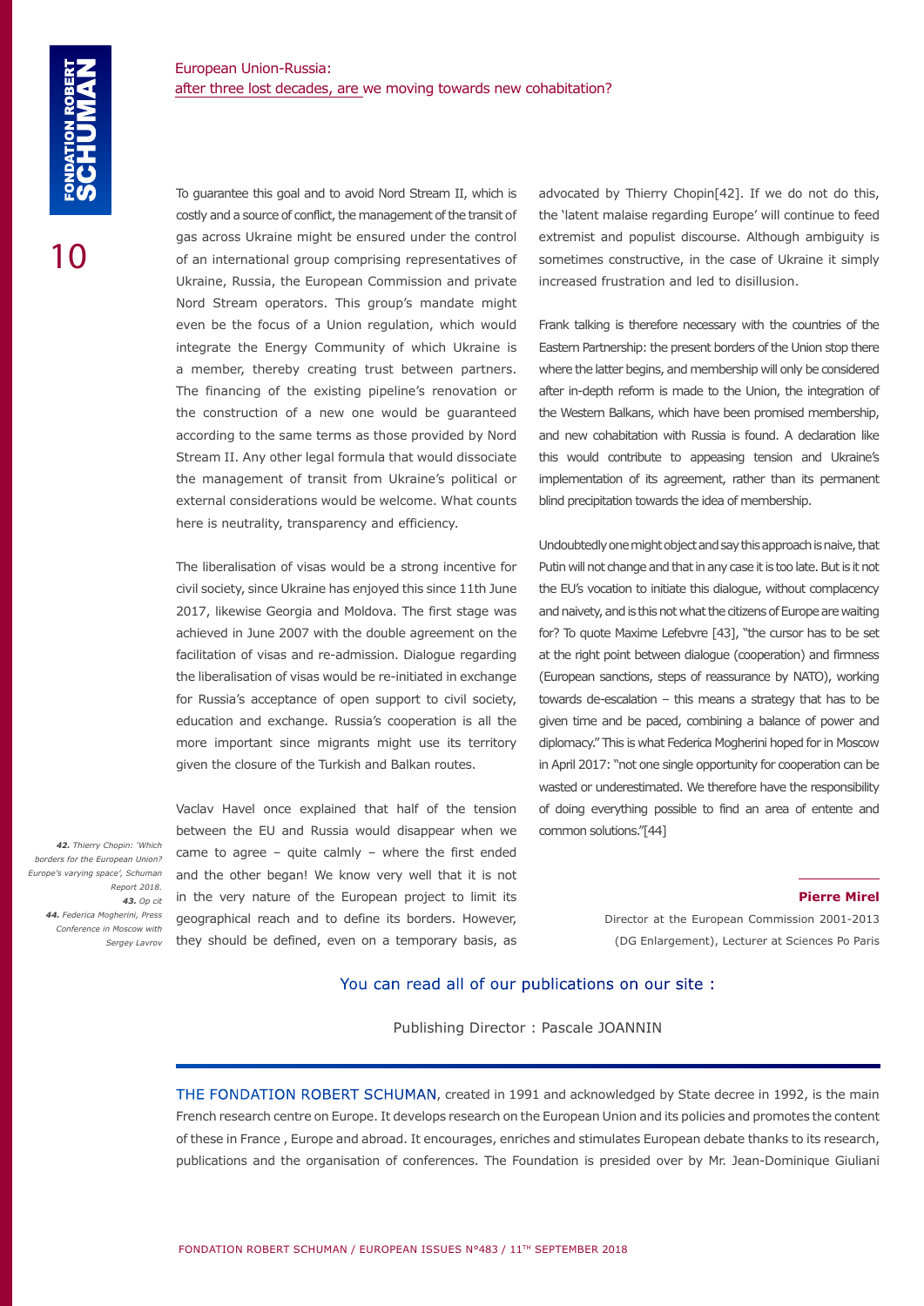To guarantee this goal and to avoid Nord Stream II, which is costly and a source of conflict, the management of the transit of gas across Ukraine might be ensured under the control of an international group comprising representatives of Ukraine, Russia, the European Commission and private Nord Stream operators. This group's mandate might even be the focus of a Union regulation, which would integrate the Energy Community of which Ukraine is a member, thereby creating trust between partners. The financing of the existing pipeline's renovation or the construction of a new one would be guaranteed according to the same terms as those provided by Nord Stream II. Any other legal formula that would dissociate the management of transit from Ukraine's political or external considerations would be welcome. What counts here is neutrality, transparency and efficiency.

The liberalisation of visas would be a strong incentive for civil society, since Ukraine has enjoyed this since 11th June 2017, likewise Georgia and Moldova. The first stage was achieved in June 2007 with the double agreement on the facilitation of visas and re-admission. Dialogue regarding the liberalisation of visas would be re-initiated in exchange for Russia's acceptance of open support to civil society, education and exchange. Russia's cooperation is all the more important since migrants might use its territory given the closure of the Turkish and Balkan routes.

Vaclav Havel once explained that half of the tension between the EU and Russia would disappear when we came to agree – quite calmly – where the first ended and the other began! We know very well that it is not in the very nature of the European project to limit its geographical reach and to define its borders. However, they should be defined, even on a temporary basis, as advocated by Thierry Chopin[42]. If we do not do this, the 'latent malaise regarding Europe' will continue to feed extremist and populist discourse. Although ambiguity is sometimes constructive, in the case of Ukraine it simply increased frustration and led to disillusion.

Frank talking is therefore necessary with the countries of the Eastern Partnership: the present borders of the Union stop there where the latter begins, and membership will only be considered after in-depth reform is made to the Union, the integration of the Western Balkans, which have been promised membership, and new cohabitation with Russia is found. A declaration like this would contribute to appeasing tension and Ukraine's implementation of its agreement, rather than its permanent blind precipitation towards the idea of membership.

Undoubtedly one might object and say this approach is naive, that Putin will not change and that in any case it is too late. But is it not the EU's vocation to initiate this dialogue, without complacency and naivety, and is this not what the citizens of Europe are waiting for? To quote Maxime Lefebvre [43], "the cursor has to be set at the right point between dialogue (cooperation) and firmness (European sanctions, steps of reassurance by NATO), working towards de-escalation – this means a strategy that has to be given time and be paced, combining a balance of power and diplomacy." This is what Federica Mogherini hoped for in Moscow in April 2017: "not one single opportunity for cooperation can be wasted or underestimated. We therefore have the responsibility of doing everything possible to find an area of entente and common solutions."[44]

**Pierre Mirel**

Director at the European Commission 2001-2013 (DG Enlargement), Lecturer at Sciences Po Paris

*42. Thierry Chopin: 'Which borders for the European Union? Europe's varying space', Schuman Report 2018.*

*43. Op cit*

*44. Federica Mogherini, Press Conference in Moscow with Sergey Lavrov*

You can read all of our publications on our site :

Publishing Director : Pascale JOANNIN

THE FONDATION ROBERT SCHUMAN, created in 1991 and acknowledged by State decree in 1992, is the main French research centre on Europe. It develops research on the European Union and its policies and promotes the content of these in France , Europe and abroad. It encourages, enriches and stimulates European debate thanks to its research, publications and the organisation of conferences. The Foundation is presided over by Mr. Jean-Dominique Giuliani